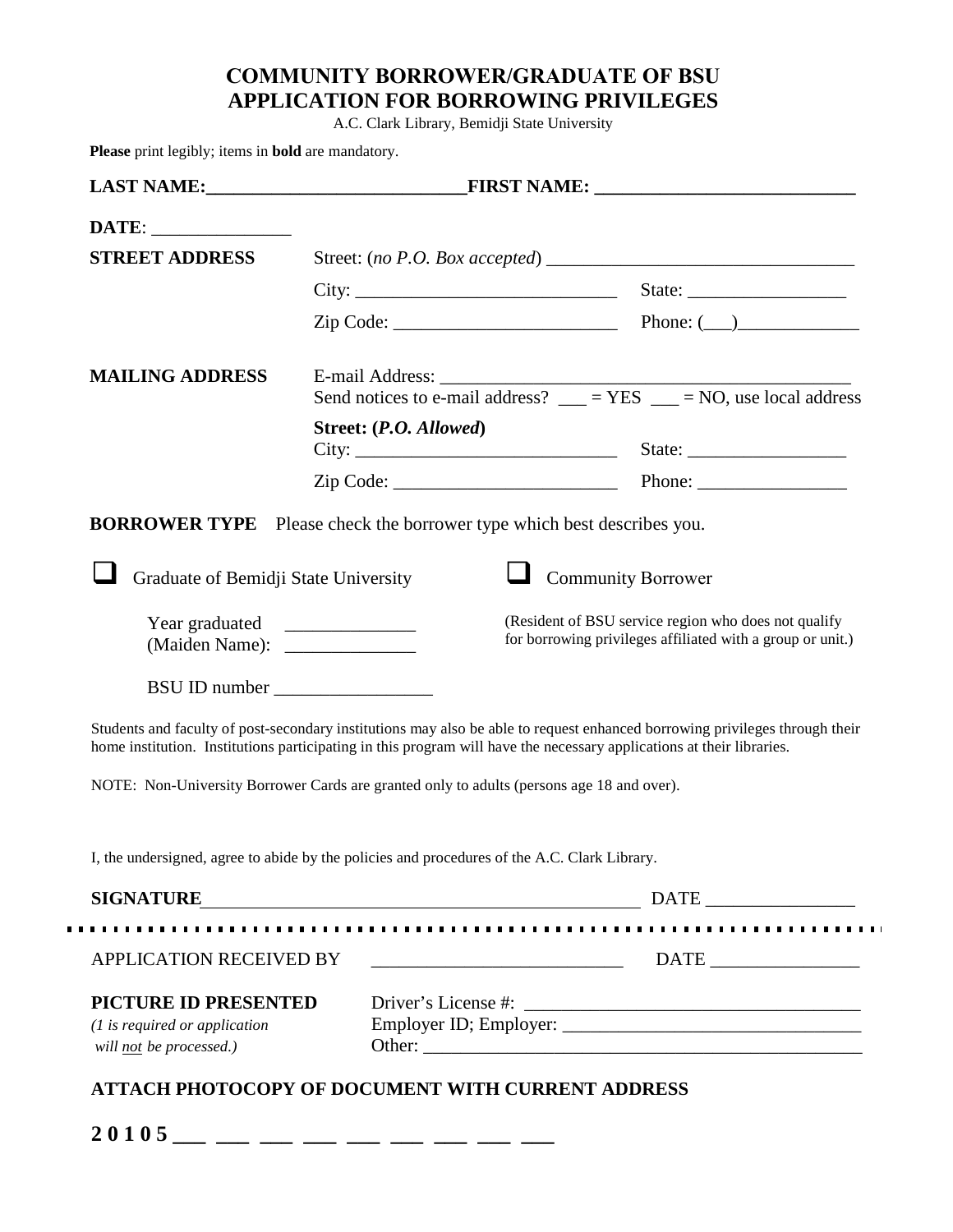# COMMUNITY BORROWER/GRADUATE OF BSU
# APPLICATION FOR BORROWING PRIVILEGES

A.C. Clark Library, Bemidji State University

**Please** print legibly; items in **bold** are mandatory.

**LAST NAME:**___________________________**FIRST NAME:** ___________________________

**DATE**: _______________

| | | |
|---|---|---|
| **STREET ADDRESS** | Street: (*no P.O. Box accepted*) _________________________________ | |
| | City: ____________________________ | State: _________________ |
| | Zip Code: ________________________ | Phone: (___)_____________ |
| **MAILING ADDRESS** | E-mail Address: _____________________________________________ | |
| | Send notices to e-mail address? ___ = YES ___ = NO, use local address | |
| | **Street: (*P.O. Allowed*)** | |
| | City: ____________________________ | State: _________________ |
| | Zip Code: ________________________ | Phone: ________________ |

**BORROWER TYPE** Please check the borrower type which best describes you.

- ☐ Graduate of Bemidji State University

  Year graduated ______________
  (Maiden Name): ______________

  BSU ID number _________________

- ☐ Community Borrower

  (Resident of BSU service region who does not qualify for borrowing privileges affiliated with a group or unit.)

Students and faculty of post-secondary institutions may also be able to request enhanced borrowing privileges through their home institution. Institutions participating in this program will have the necessary applications at their libraries.

NOTE: Non-University Borrower Cards are granted only to adults (persons age 18 and over).

I, the undersigned, agree to abide by the policies and procedures of the A.C. Clark Library.

**SIGNATURE**_________________________________________________ DATE ________________

---

APPLICATION RECEIVED BY ___________________________ DATE ________________

**PICTURE ID PRESENTED**
*(1 is required or application will not be processed.)*

Driver's License #: ___________________________________
Employer ID; Employer: _______________________________
Other: _______________________________________________

**ATTACH PHOTOCOPY OF DOCUMENT WITH CURRENT ADDRESS**

**2 0 1 0 5** ___ ___ ___ ___ ___ ___ ___ ___ ___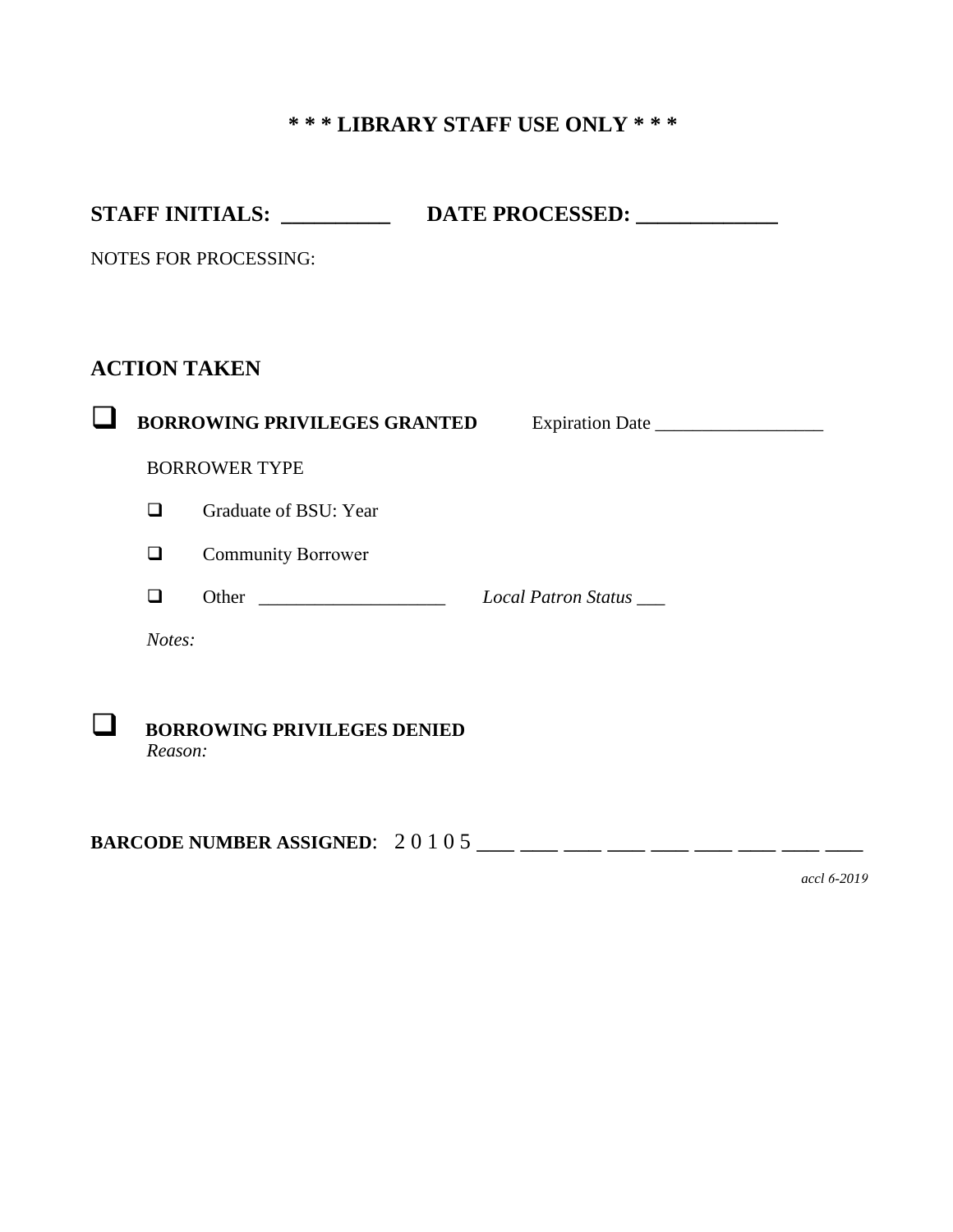**\* \* \* LIBRARY STAFF USE ONLY \* \* \***

**STAFF INITIALS: __________ DATE PROCESSED: _____________**

NOTES FOR PROCESSING:

## ACTION TAKEN

☐ **BORROWING PRIVILEGES GRANTED** Expiration Date __________________

BORROWER TYPE

- ☐ Graduate of BSU: Year
- ☐ Community Borrower
- ☐ Other ____________________ *Local Patron Status* ___

*Notes:*

☐ **BORROWING PRIVILEGES DENIED**
*Reason:*

**BARCODE NUMBER ASSIGNED**: 2 0 1 0 5 ___ ___ ___ ___ ___ ___ ___ ___ ___

*accl 6-2019*